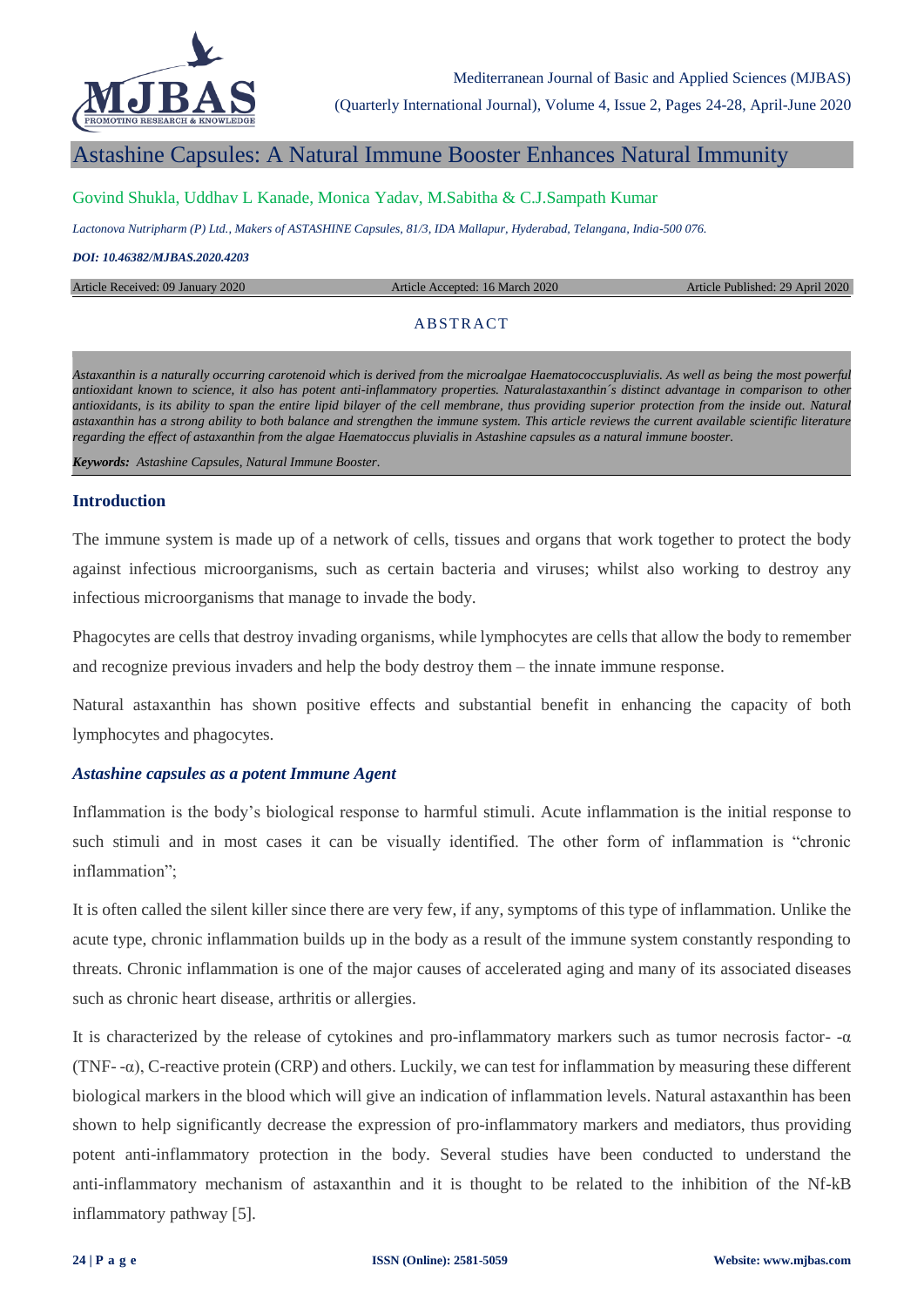# Astashine Capsules: A Natural Immune Booster Enhances Natural Immunity

Govind Shukla, Uddhav L Kanade, Monica Yadav, M.Sabitha & C.J.Sampath Kumar

*Lactonova Nutripharm (P) Ltd., Makers of ASTASHINE Capsules, 81/3, IDA Mallapur, Hyderabad, Telangana, India-500 076.*

***DOI: 10.46382/MJBAS.2020.4203***

Article Received: 09 January 2020 | Article Accepted: 16 March 2020 | Article Published: 29 April 2020

## ABSTRACT

*Astaxanthin is a naturally occurring carotenoid which is derived from the microalgae Haematococcuspluvialis. As well as being the most powerful antioxidant known to science, it also has potent anti-inflammatory properties. Naturalastaxanthin´s distinct advantage in comparison to other antioxidants, is its ability to span the entire lipid bilayer of the cell membrane, thus providing superior protection from the inside out. Natural astaxanthin has a strong ability to both balance and strengthen the immune system. This article reviews the current available scientific literature regarding the effect of astaxanthin from the algae Haematoccus pluvialis in Astashine capsules as a natural immune booster.*

***Keywords:*** *Astashine Capsules, Natural Immune Booster.*

## Introduction

The immune system is made up of a network of cells, tissues and organs that work together to protect the body against infectious microorganisms, such as certain bacteria and viruses; whilst also working to destroy any infectious microorganisms that manage to invade the body.

Phagocytes are cells that destroy invading organisms, while lymphocytes are cells that allow the body to remember and recognize previous invaders and help the body destroy them – the innate immune response.

Natural astaxanthin has shown positive effects and substantial benefit in enhancing the capacity of both lymphocytes and phagocytes.

### *Astashine capsules as a potent Immune Agent*

Inflammation is the body's biological response to harmful stimuli. Acute inflammation is the initial response to such stimuli and in most cases it can be visually identified. The other form of inflammation is "chronic inflammation";

It is often called the silent killer since there are very few, if any, symptoms of this type of inflammation. Unlike the acute type, chronic inflammation builds up in the body as a result of the immune system constantly responding to threats. Chronic inflammation is one of the major causes of accelerated aging and many of its associated diseases such as chronic heart disease, arthritis or allergies.

It is characterized by the release of cytokines and pro-inflammatory markers such as tumor necrosis factor- -α (TNF- -α), C-reactive protein (CRP) and others. Luckily, we can test for inflammation by measuring these different biological markers in the blood which will give an indication of inflammation levels. Natural astaxanthin has been shown to help significantly decrease the expression of pro-inflammatory markers and mediators, thus providing potent anti-inflammatory protection in the body. Several studies have been conducted to understand the anti-inflammatory mechanism of astaxanthin and it is thought to be related to the inhibition of the Nf-kB inflammatory pathway [5].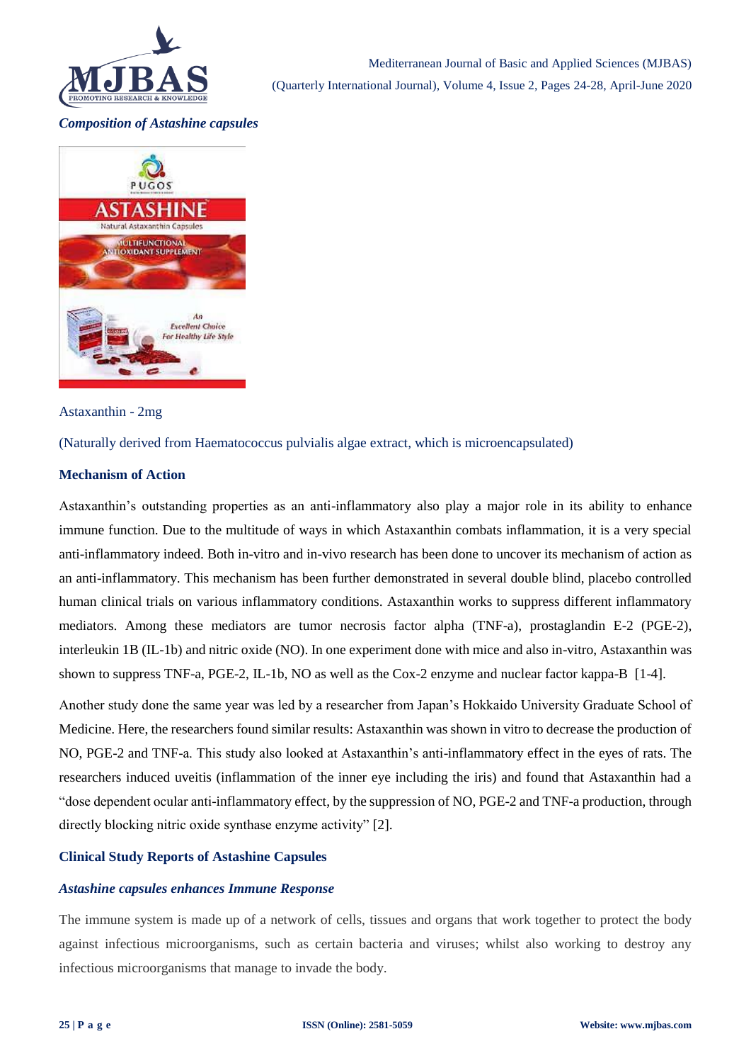***Composition of Astashine capsules***

Astaxanthin - 2mg

(Naturally derived from Haematococcus pulvialis algae extract, which is microencapsulated)

**Mechanism of Action**

Astaxanthin's outstanding properties as an anti-inflammatory also play a major role in its ability to enhance immune function. Due to the multitude of ways in which Astaxanthin combats inflammation, it is a very special anti-inflammatory indeed. Both in-vitro and in-vivo research has been done to uncover its mechanism of action as an anti-inflammatory. This mechanism has been further demonstrated in several double blind, placebo controlled human clinical trials on various inflammatory conditions. Astaxanthin works to suppress different inflammatory mediators. Among these mediators are tumor necrosis factor alpha (TNF-a), prostaglandin E-2 (PGE-2), interleukin 1B (IL-1b) and nitric oxide (NO). In one experiment done with mice and also in-vitro, Astaxanthin was shown to suppress TNF-a, PGE-2, IL-1b, NO as well as the Cox-2 enzyme and nuclear factor kappa-B [1-4].

Another study done the same year was led by a researcher from Japan's Hokkaido University Graduate School of Medicine. Here, the researchers found similar results: Astaxanthin was shown in vitro to decrease the production of NO, PGE-2 and TNF-a. This study also looked at Astaxanthin's anti-inflammatory effect in the eyes of rats. The researchers induced uveitis (inflammation of the inner eye including the iris) and found that Astaxanthin had a "dose dependent ocular anti-inflammatory effect, by the suppression of NO, PGE-2 and TNF-a production, through directly blocking nitric oxide synthase enzyme activity" [2].

**Clinical Study Reports of Astashine Capsules**

***Astashine capsules enhances Immune Response***

The immune system is made up of a network of cells, tissues and organs that work together to protect the body against infectious microorganisms, such as certain bacteria and viruses; whilst also working to destroy any infectious microorganisms that manage to invade the body.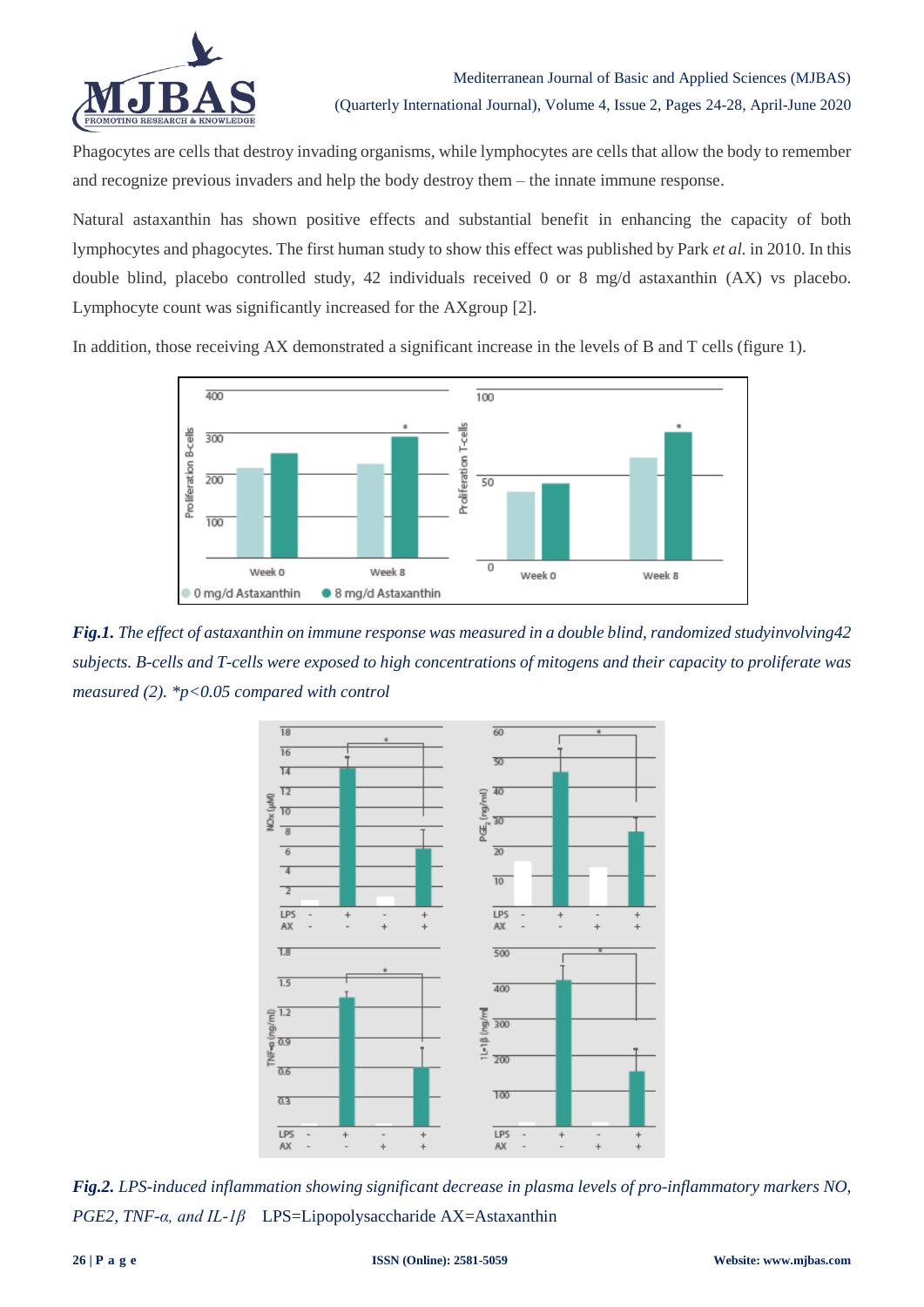Phagocytes are cells that destroy invading organisms, while lymphocytes are cells that allow the body to remember and recognize previous invaders and help the body destroy them – the innate immune response.

Natural astaxanthin has shown positive effects and substantial benefit in enhancing the capacity of both lymphocytes and phagocytes. The first human study to show this effect was published by Park *et al.* in 2010. In this double blind, placebo controlled study, 42 individuals received 0 or 8 mg/d astaxanthin (AX) vs placebo. Lymphocyte count was significantly increased for the AXgroup [2].

In addition, those receiving AX demonstrated a significant increase in the levels of B and T cells (figure 1).

***Fig.1.*** *The effect of astaxanthin on immune response was measured in a double blind, randomized studyinvolving42 subjects. B-cells and T-cells were exposed to high concentrations of mitogens and their capacity to proliferate was measured (2). \*p<0.05 compared with control*

***Fig.2.*** *LPS-induced inflammation showing significant decrease in plasma levels of pro-inflammatory markers NO, PGE2, TNF-α, and IL-1β* LPS=Lipopolysaccharide AX=Astaxanthin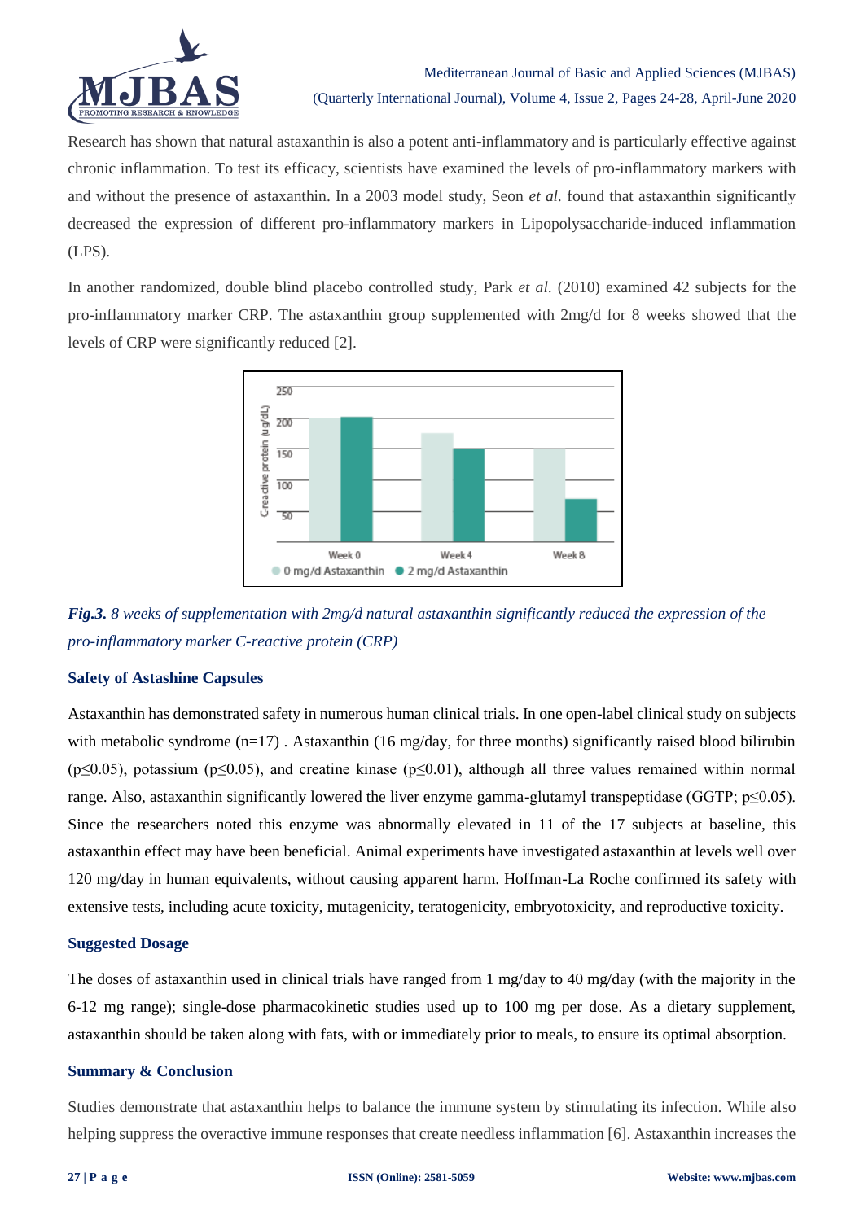Research has shown that natural astaxanthin is also a potent anti-inflammatory and is particularly effective against chronic inflammation. To test its efficacy, scientists have examined the levels of pro-inflammatory markers with and without the presence of astaxanthin. In a 2003 model study, Seon *et al.* found that astaxanthin significantly decreased the expression of different pro-inflammatory markers in Lipopolysaccharide-induced inflammation (LPS).

In another randomized, double blind placebo controlled study, Park *et al.* (2010) examined 42 subjects for the pro-inflammatory marker CRP. The astaxanthin group supplemented with 2mg/d for 8 weeks showed that the levels of CRP were significantly reduced [2].

***Fig.3.*** *8 weeks of supplementation with 2mg/d natural astaxanthin significantly reduced the expression of the pro-inflammatory marker C-reactive protein (CRP)*

### Safety of Astashine Capsules

Astaxanthin has demonstrated safety in numerous human clinical trials. In one open-label clinical study on subjects with metabolic syndrome (n=17) . Astaxanthin (16 mg/day, for three months) significantly raised blood bilirubin ($p \leq 0.05$), potassium ($p \leq 0.05$), and creatine kinase ($p \leq 0.01$), although all three values remained within normal range. Also, astaxanthin significantly lowered the liver enzyme gamma-glutamyl transpeptidase (GGTP; $p \leq 0.05$). Since the researchers noted this enzyme was abnormally elevated in 11 of the 17 subjects at baseline, this astaxanthin effect may have been beneficial. Animal experiments have investigated astaxanthin at levels well over 120 mg/day in human equivalents, without causing apparent harm. Hoffman-La Roche confirmed its safety with extensive tests, including acute toxicity, mutagenicity, teratogenicity, embryotoxicity, and reproductive toxicity.

### Suggested Dosage

The doses of astaxanthin used in clinical trials have ranged from 1 mg/day to 40 mg/day (with the majority in the 6-12 mg range); single-dose pharmacokinetic studies used up to 100 mg per dose. As a dietary supplement, astaxanthin should be taken along with fats, with or immediately prior to meals, to ensure its optimal absorption.

### Summary & Conclusion

Studies demonstrate that astaxanthin helps to balance the immune system by stimulating its infection. While also helping suppress the overactive immune responses that create needless inflammation [6]. Astaxanthin increases the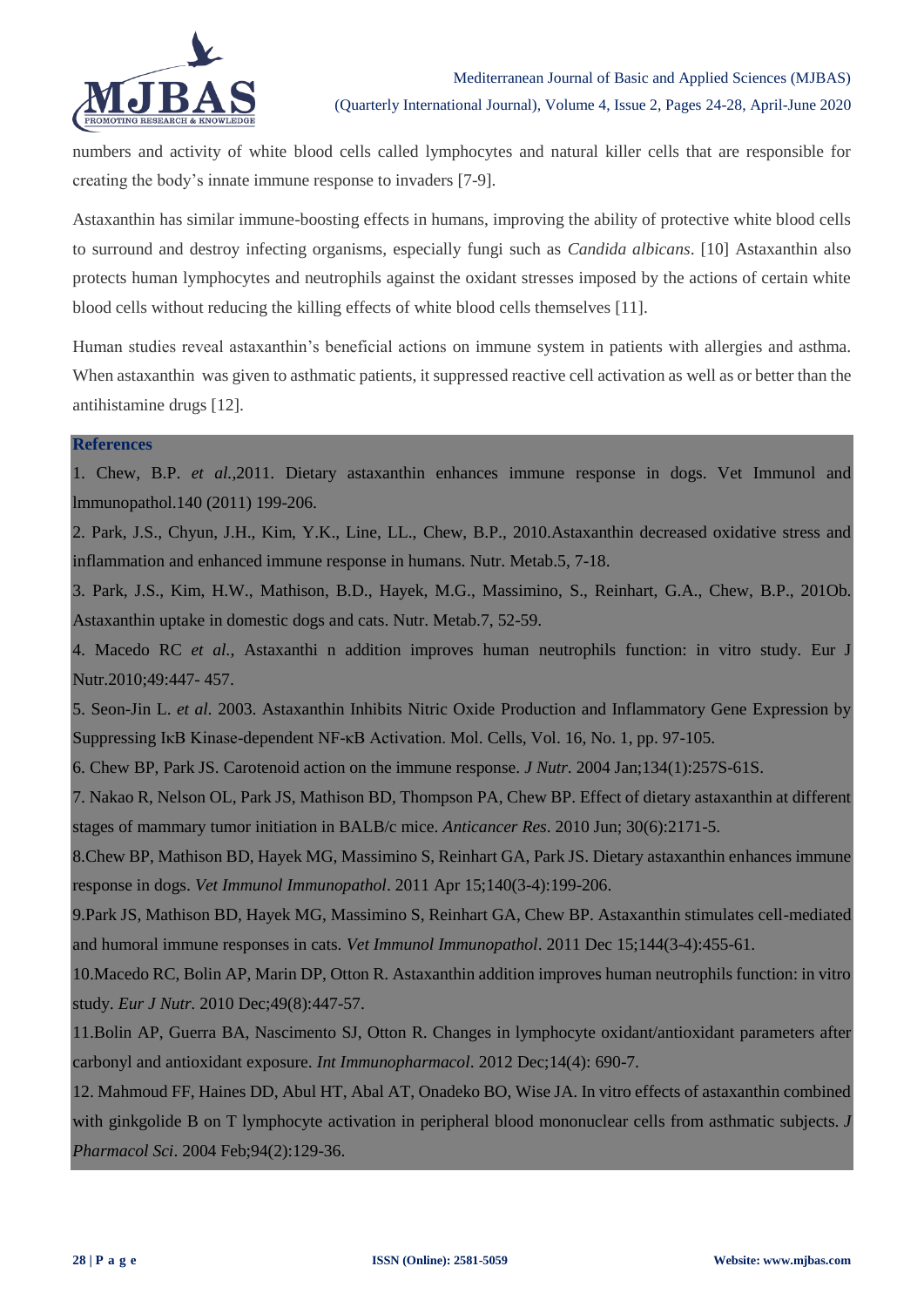numbers and activity of white blood cells called lymphocytes and natural killer cells that are responsible for creating the body's innate immune response to invaders [7-9].

Astaxanthin has similar immune-boosting effects in humans, improving the ability of protective white blood cells to surround and destroy infecting organisms, especially fungi such as *Candida albicans*. [10] Astaxanthin also protects human lymphocytes and neutrophils against the oxidant stresses imposed by the actions of certain white blood cells without reducing the killing effects of white blood cells themselves [11].

Human studies reveal astaxanthin's beneficial actions on immune system in patients with allergies and asthma. When astaxanthin was given to asthmatic patients, it suppressed reactive cell activation as well as or better than the antihistamine drugs [12].

## References

1. Chew, B.P. *et al.*,2011. Dietary astaxanthin enhances immune response in dogs. Vet Immunol and lmmunopathol.140 (2011) 199-206.
2. Park, J.S., Chyun, J.H., Kim, Y.K., Line, LL., Chew, B.P., 2010.Astaxanthin decreased oxidative stress and inflammation and enhanced immune response in humans. Nutr. Metab.5, 7-18.
3. Park, J.S., Kim, H.W., Mathison, B.D., Hayek, M.G., Massimino, S., Reinhart, G.A., Chew, B.P., 201Ob. Astaxanthin uptake in domestic dogs and cats. Nutr. Metab.7, 52-59.
4. Macedo RC *et al.*, Astaxanthi n addition improves human neutrophils function: in vitro study. Eur J Nutr.2010;49:447- 457.
5. Seon-Jin L. *et al.* 2003. Astaxanthin Inhibits Nitric Oxide Production and Inflammatory Gene Expression by Suppressing IκB Kinase-dependent NF-κB Activation. Mol. Cells, Vol. 16, No. 1, pp. 97-105.
6. Chew BP, Park JS. Carotenoid action on the immune response. *J Nutr*. 2004 Jan;134(1):257S-61S.
7. Nakao R, Nelson OL, Park JS, Mathison BD, Thompson PA, Chew BP. Effect of dietary astaxanthin at different stages of mammary tumor initiation in BALB/c mice. *Anticancer Res*. 2010 Jun; 30(6):2171-5.
8. Chew BP, Mathison BD, Hayek MG, Massimino S, Reinhart GA, Park JS. Dietary astaxanthin enhances immune response in dogs. *Vet Immunol Immunopathol*. 2011 Apr 15;140(3-4):199-206.
9. Park JS, Mathison BD, Hayek MG, Massimino S, Reinhart GA, Chew BP. Astaxanthin stimulates cell-mediated and humoral immune responses in cats. *Vet Immunol Immunopathol*. 2011 Dec 15;144(3-4):455-61.
10. Macedo RC, Bolin AP, Marin DP, Otton R. Astaxanthin addition improves human neutrophils function: in vitro study. *Eur J Nutr*. 2010 Dec;49(8):447-57.
11. Bolin AP, Guerra BA, Nascimento SJ, Otton R. Changes in lymphocyte oxidant/antioxidant parameters after carbonyl and antioxidant exposure. *Int Immunopharmacol*. 2012 Dec;14(4): 690-7.
12. Mahmoud FF, Haines DD, Abul HT, Abal AT, Onadeko BO, Wise JA. In vitro effects of astaxanthin combined with ginkgolide B on T lymphocyte activation in peripheral blood mononuclear cells from asthmatic subjects. *J Pharmacol Sci*. 2004 Feb;94(2):129-36.